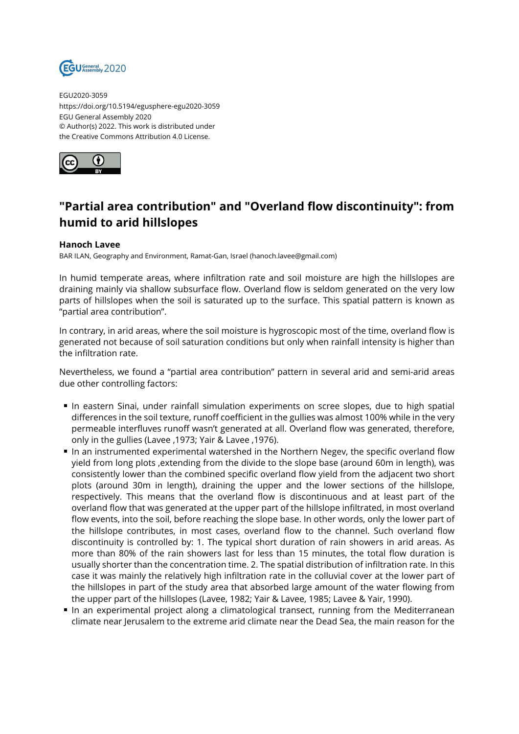EGU2020-3059
https://doi.org/10.5194/egusphere-egu2020-3059
EGU General Assembly 2020
© Author(s) 2022. This work is distributed under
the Creative Commons Attribution 4.0 License.

# "Partial area contribution" and "Overland flow discontinuity": from humid to arid hillslopes

**Hanoch Lavee**
BAR ILAN, Geography and Environment, Ramat-Gan, Israel (hanoch.lavee@gmail.com)

In humid temperate areas, where infiltration rate and soil moisture are high the hillslopes are draining mainly via shallow subsurface flow. Overland flow is seldom generated on the very low parts of hillslopes when the soil is saturated up to the surface. This spatial pattern is known as "partial area contribution".

In contrary, in arid areas, where the soil moisture is hygroscopic most of the time, overland flow is generated not because of soil saturation conditions but only when rainfall intensity is higher than the infiltration rate.

Nevertheless, we found a "partial area contribution" pattern in several arid and semi-arid areas due other controlling factors:

- In eastern Sinai, under rainfall simulation experiments on scree slopes, due to high spatial differences in the soil texture, runoff coefficient in the gullies was almost 100% while in the very permeable interfluves runoff wasn't generated at all. Overland flow was generated, therefore, only in the gullies (Lavee ,1973; Yair & Lavee ,1976).
- In an instrumented experimental watershed in the Northern Negev, the specific overland flow yield from long plots ,extending from the divide to the slope base (around 60m in length), was consistently lower than the combined specific overland flow yield from the adjacent two short plots (around 30m in length), draining the upper and the lower sections of the hillslope, respectively. This means that the overland flow is discontinuous and at least part of the overland flow that was generated at the upper part of the hillslope infiltrated, in most overland flow events, into the soil, before reaching the slope base. In other words, only the lower part of the hillslope contributes, in most cases, overland flow to the channel. Such overland flow discontinuity is controlled by: 1. The typical short duration of rain showers in arid areas. As more than 80% of the rain showers last for less than 15 minutes, the total flow duration is usually shorter than the concentration time. 2. The spatial distribution of infiltration rate. In this case it was mainly the relatively high infiltration rate in the colluvial cover at the lower part of the hillslopes in part of the study area that absorbed large amount of the water flowing from the upper part of the hillslopes (Lavee, 1982; Yair & Lavee, 1985; Lavee & Yair, 1990).
- In an experimental project along a climatological transect, running from the Mediterranean climate near Jerusalem to the extreme arid climate near the Dead Sea, the main reason for the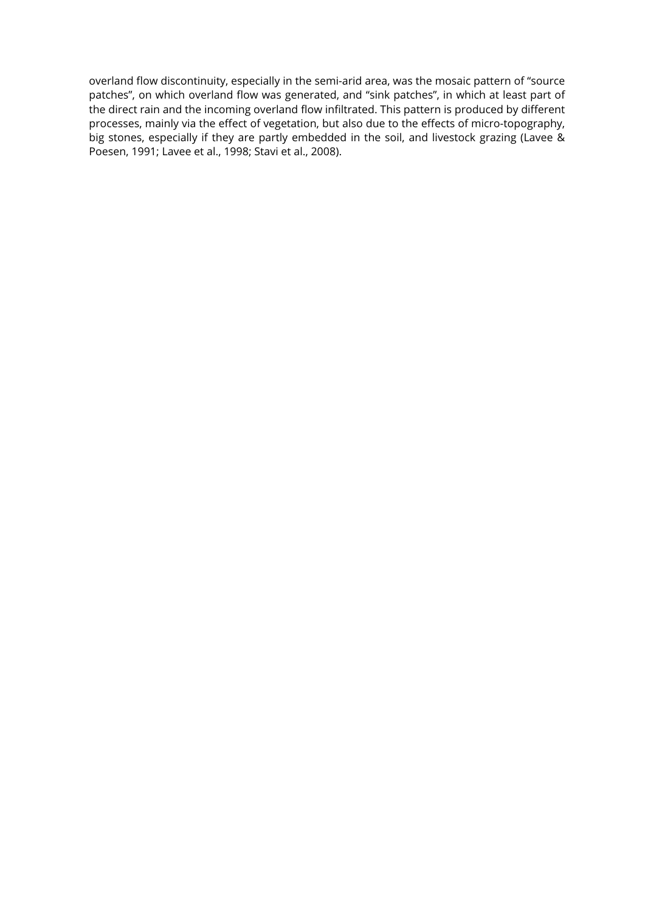overland flow discontinuity, especially in the semi-arid area, was the mosaic pattern of "source patches", on which overland flow was generated, and "sink patches", in which at least part of the direct rain and the incoming overland flow infiltrated. This pattern is produced by different processes, mainly via the effect of vegetation, but also due to the effects of micro-topography, big stones, especially if they are partly embedded in the soil, and livestock grazing (Lavee & Poesen, 1991; Lavee et al., 1998; Stavi et al., 2008).